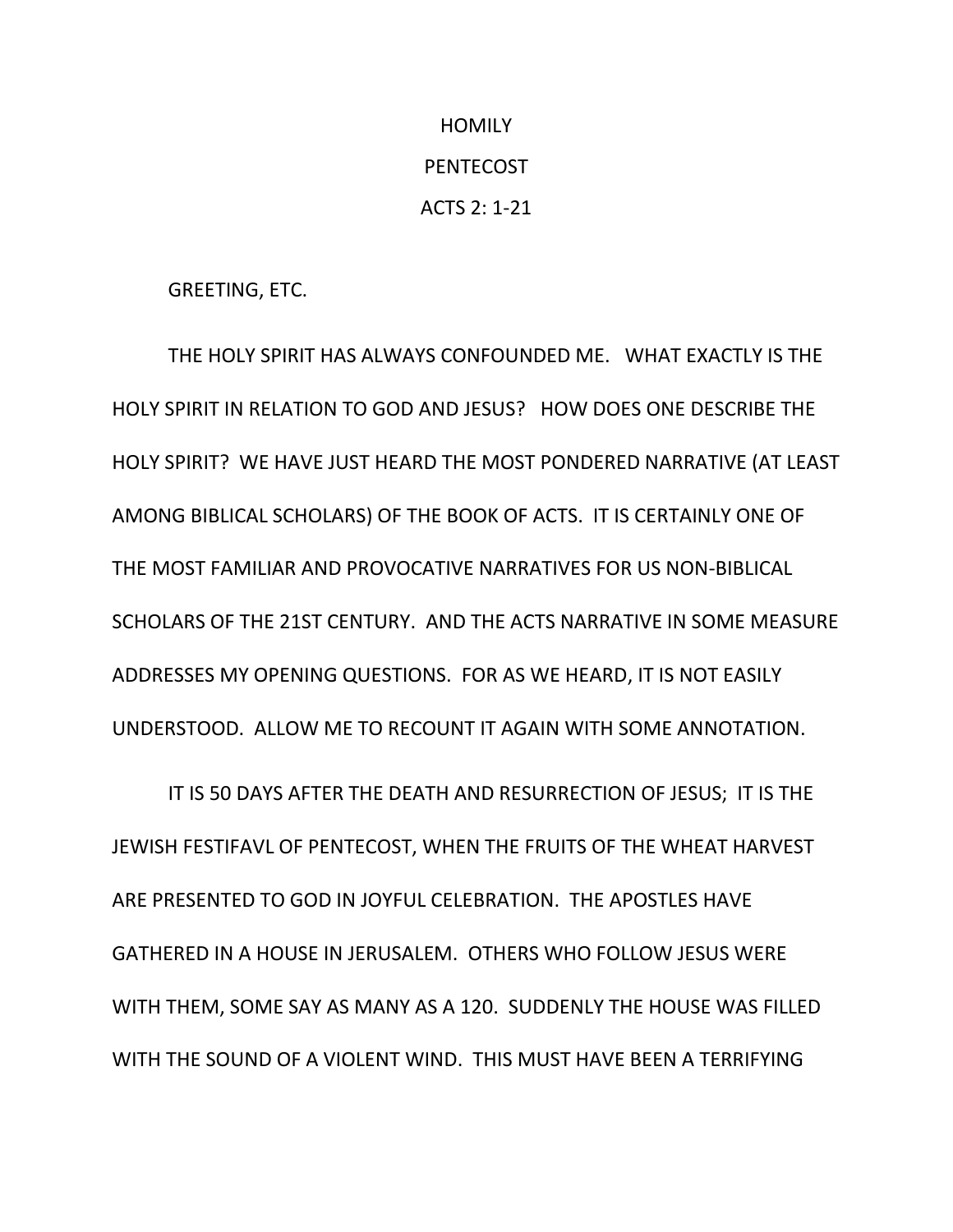# HOMILY

## PENTECOST

## ACTS 2: 1-21

GREETING, ETC.

THE HOLY SPIRIT HAS ALWAYS CONFOUNDED ME. WHAT EXACTLY IS THE HOLY SPIRIT IN RELATION TO GOD AND JESUS? HOW DOES ONE DESCRIBE THE HOLY SPIRIT? WE HAVE JUST HEARD THE MOST PONDERED NARRATIVE (AT LEAST AMONG BIBLICAL SCHOLARS) OF THE BOOK OF ACTS. IT IS CERTAINLY ONE OF THE MOST FAMILIAR AND PROVOCATIVE NARRATIVES FOR US NON-BIBLICAL SCHOLARS OF THE 21ST CENTURY. AND THE ACTS NARRATIVE IN SOME MEASURE ADDRESSES MY OPENING QUESTIONS. FOR AS WE HEARD, IT IS NOT EASILY UNDERSTOOD. ALLOW ME TO RECOUNT IT AGAIN WITH SOME ANNOTATION.

IT IS 50 DAYS AFTER THE DEATH AND RESURRECTION OF JESUS; IT IS THE JEWISH FESTIFAVL OF PENTECOST, WHEN THE FRUITS OF THE WHEAT HARVEST ARE PRESENTED TO GOD IN JOYFUL CELEBRATION. THE APOSTLES HAVE GATHERED IN A HOUSE IN JERUSALEM. OTHERS WHO FOLLOW JESUS WERE WITH THEM, SOME SAY AS MANY AS A 120. SUDDENLY THE HOUSE WAS FILLED WITH THE SOUND OF A VIOLENT WIND. THIS MUST HAVE BEEN A TERRIFYING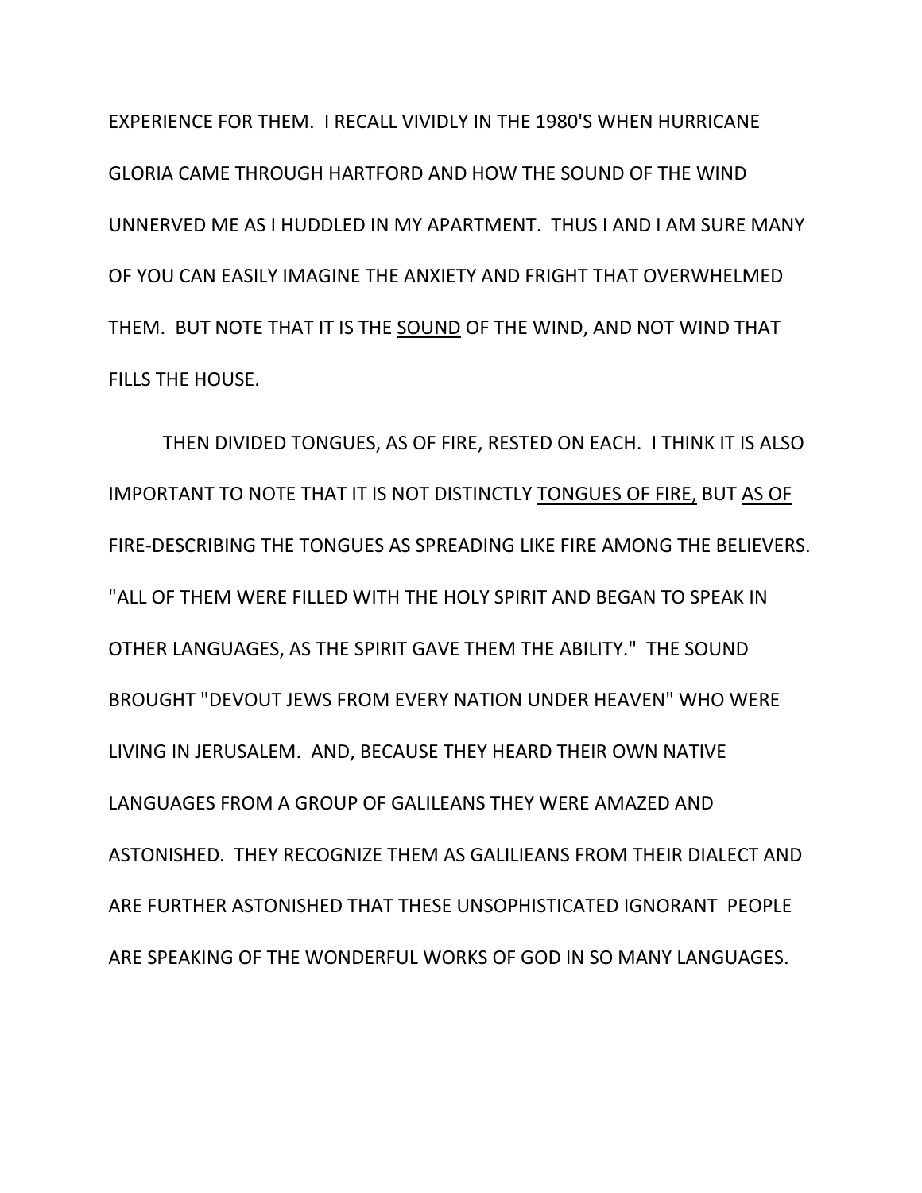EXPERIENCE FOR THEM. I RECALL VIVIDLY IN THE 1980'S WHEN HURRICANE GLORIA CAME THROUGH HARTFORD AND HOW THE SOUND OF THE WIND UNNERVED ME AS I HUDDLED IN MY APARTMENT. THUS I AND I AM SURE MANY OF YOU CAN EASILY IMAGINE THE ANXIETY AND FRIGHT THAT OVERWHELMED THEM. BUT NOTE THAT IT IS THE <u>SOUND</u> OF THE WIND, AND NOT WIND THAT FILLS THE HOUSE.

THEN DIVIDED TONGUES, AS OF FIRE, RESTED ON EACH. I THINK IT IS ALSO IMPORTANT TO NOTE THAT IT IS NOT DISTINCTLY <u>TONGUES OF FIRE,</u> BUT <u>AS OF</u> FIRE-DESCRIBING THE TONGUES AS SPREADING LIKE FIRE AMONG THE BELIEVERS. "ALL OF THEM WERE FILLED WITH THE HOLY SPIRIT AND BEGAN TO SPEAK IN OTHER LANGUAGES, AS THE SPIRIT GAVE THEM THE ABILITY." THE SOUND BROUGHT "DEVOUT JEWS FROM EVERY NATION UNDER HEAVEN" WHO WERE LIVING IN JERUSALEM. AND, BECAUSE THEY HEARD THEIR OWN NATIVE LANGUAGES FROM A GROUP OF GALILEANS THEY WERE AMAZED AND ASTONISHED. THEY RECOGNIZE THEM AS GALILIEANS FROM THEIR DIALECT AND ARE FURTHER ASTONISHED THAT THESE UNSOPHISTICATED IGNORANT PEOPLE ARE SPEAKING OF THE WONDERFUL WORKS OF GOD IN SO MANY LANGUAGES.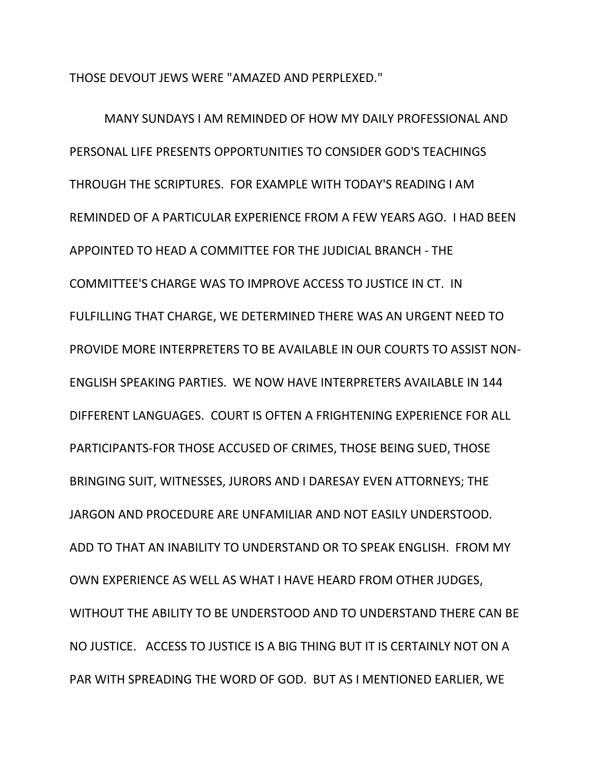THOSE DEVOUT JEWS WERE "AMAZED AND PERPLEXED."

MANY SUNDAYS I AM REMINDED OF HOW MY DAILY PROFESSIONAL AND PERSONAL LIFE PRESENTS OPPORTUNITIES TO CONSIDER GOD'S TEACHINGS THROUGH THE SCRIPTURES. FOR EXAMPLE WITH TODAY'S READING I AM REMINDED OF A PARTICULAR EXPERIENCE FROM A FEW YEARS AGO. I HAD BEEN APPOINTED TO HEAD A COMMITTEE FOR THE JUDICIAL BRANCH - THE COMMITTEE'S CHARGE WAS TO IMPROVE ACCESS TO JUSTICE IN CT. IN FULFILLING THAT CHARGE, WE DETERMINED THERE WAS AN URGENT NEED TO PROVIDE MORE INTERPRETERS TO BE AVAILABLE IN OUR COURTS TO ASSIST NON-ENGLISH SPEAKING PARTIES. WE NOW HAVE INTERPRETERS AVAILABLE IN 144 DIFFERENT LANGUAGES. COURT IS OFTEN A FRIGHTENING EXPERIENCE FOR ALL PARTICIPANTS-FOR THOSE ACCUSED OF CRIMES, THOSE BEING SUED, THOSE BRINGING SUIT, WITNESSES, JURORS AND I DARESAY EVEN ATTORNEYS; THE JARGON AND PROCEDURE ARE UNFAMILIAR AND NOT EASILY UNDERSTOOD. ADD TO THAT AN INABILITY TO UNDERSTAND OR TO SPEAK ENGLISH. FROM MY OWN EXPERIENCE AS WELL AS WHAT I HAVE HEARD FROM OTHER JUDGES, WITHOUT THE ABILITY TO BE UNDERSTOOD AND TO UNDERSTAND THERE CAN BE NO JUSTICE. ACCESS TO JUSTICE IS A BIG THING BUT IT IS CERTAINLY NOT ON A PAR WITH SPREADING THE WORD OF GOD. BUT AS I MENTIONED EARLIER, WE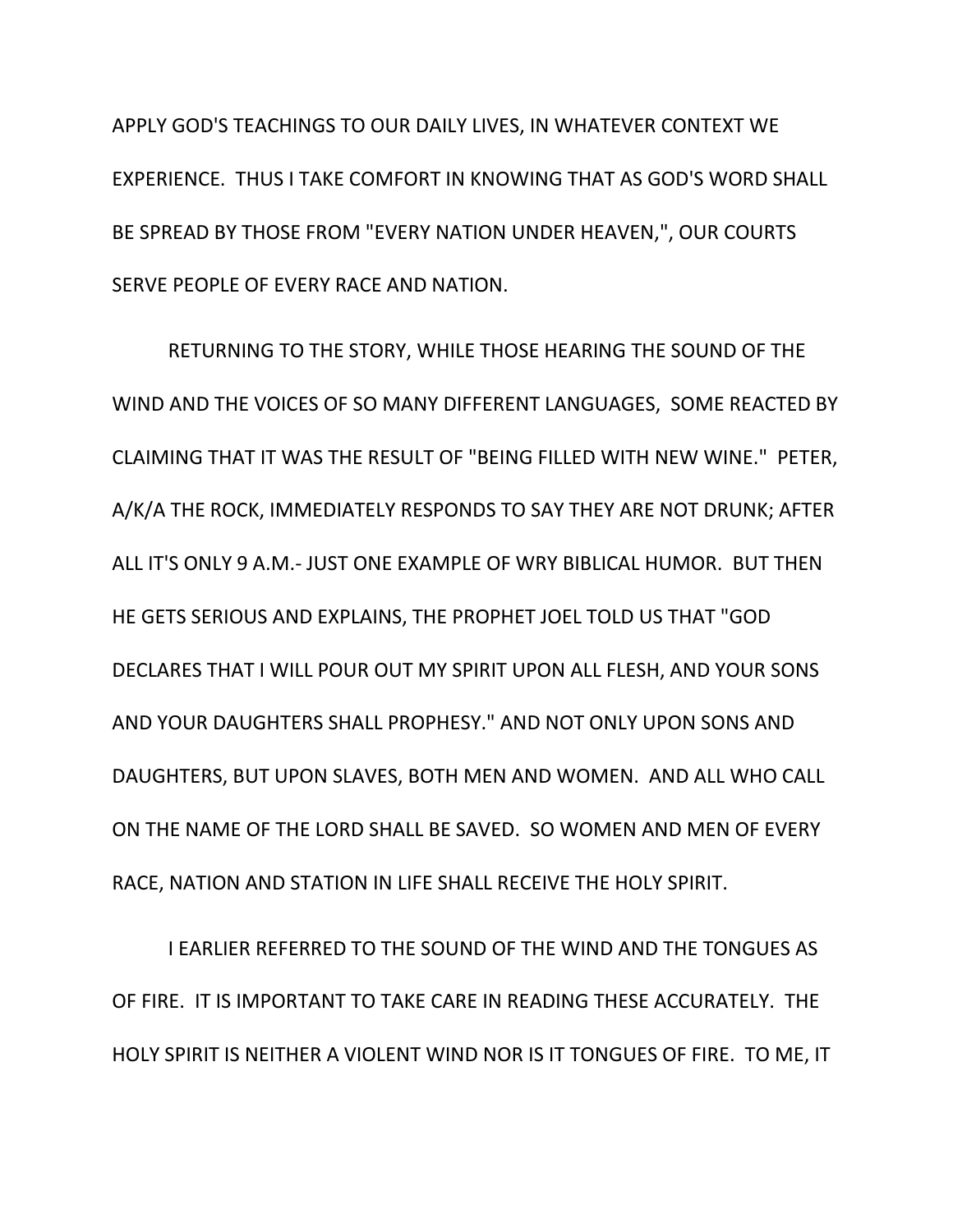APPLY GOD'S TEACHINGS TO OUR DAILY LIVES, IN WHATEVER CONTEXT WE EXPERIENCE. THUS I TAKE COMFORT IN KNOWING THAT AS GOD'S WORD SHALL BE SPREAD BY THOSE FROM "EVERY NATION UNDER HEAVEN,", OUR COURTS SERVE PEOPLE OF EVERY RACE AND NATION.

RETURNING TO THE STORY, WHILE THOSE HEARING THE SOUND OF THE WIND AND THE VOICES OF SO MANY DIFFERENT LANGUAGES, SOME REACTED BY CLAIMING THAT IT WAS THE RESULT OF "BEING FILLED WITH NEW WINE." PETER, A/K/A THE ROCK, IMMEDIATELY RESPONDS TO SAY THEY ARE NOT DRUNK; AFTER ALL IT'S ONLY 9 A.M.- JUST ONE EXAMPLE OF WRY BIBLICAL HUMOR. BUT THEN HE GETS SERIOUS AND EXPLAINS, THE PROPHET JOEL TOLD US THAT "GOD DECLARES THAT I WILL POUR OUT MY SPIRIT UPON ALL FLESH, AND YOUR SONS AND YOUR DAUGHTERS SHALL PROPHESY." AND NOT ONLY UPON SONS AND DAUGHTERS, BUT UPON SLAVES, BOTH MEN AND WOMEN. AND ALL WHO CALL ON THE NAME OF THE LORD SHALL BE SAVED. SO WOMEN AND MEN OF EVERY RACE, NATION AND STATION IN LIFE SHALL RECEIVE THE HOLY SPIRIT.

I EARLIER REFERRED TO THE SOUND OF THE WIND AND THE TONGUES AS OF FIRE. IT IS IMPORTANT TO TAKE CARE IN READING THESE ACCURATELY. THE HOLY SPIRIT IS NEITHER A VIOLENT WIND NOR IS IT TONGUES OF FIRE. TO ME, IT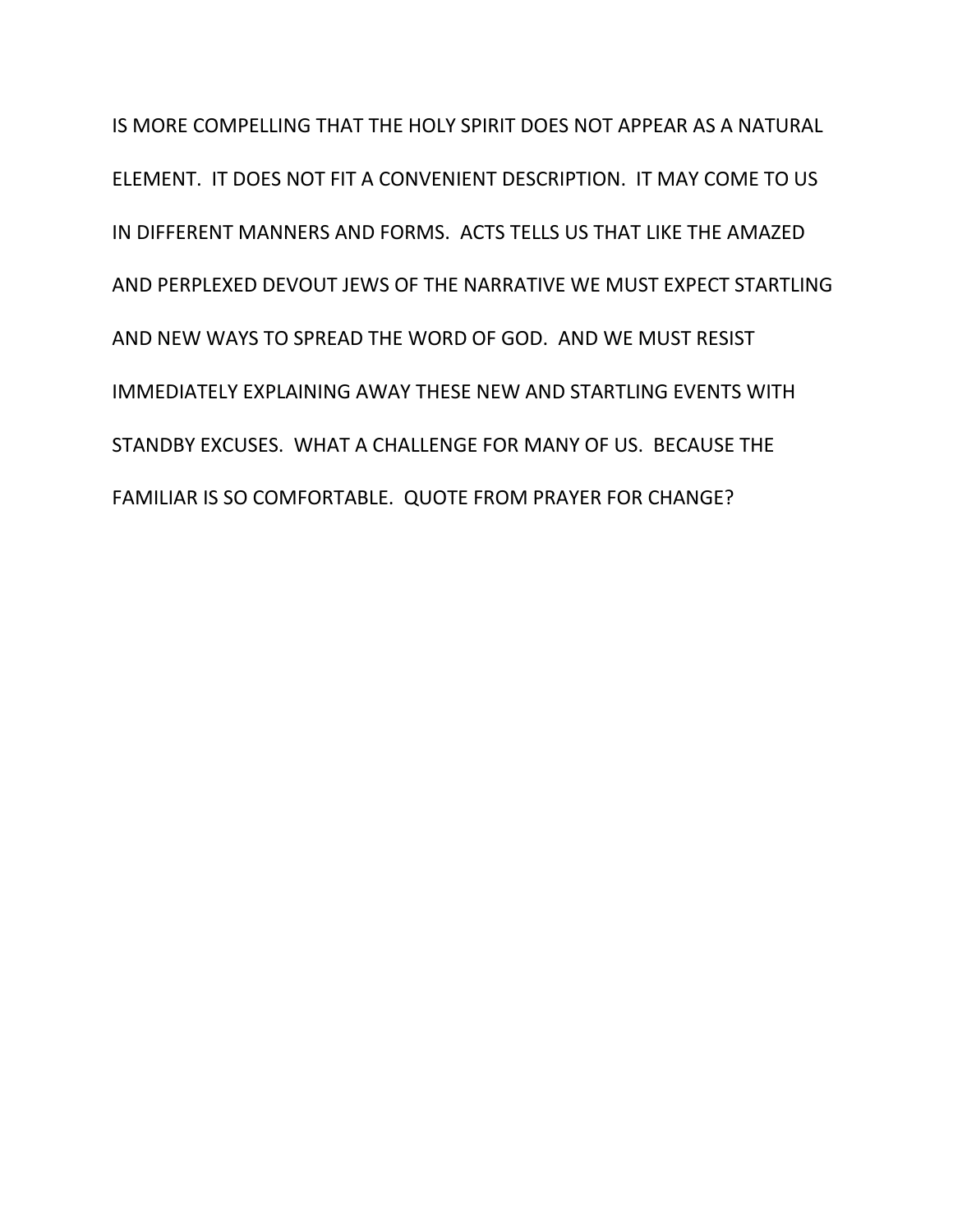IS MORE COMPELLING THAT THE HOLY SPIRIT DOES NOT APPEAR AS A NATURAL ELEMENT. IT DOES NOT FIT A CONVENIENT DESCRIPTION. IT MAY COME TO US IN DIFFERENT MANNERS AND FORMS. ACTS TELLS US THAT LIKE THE AMAZED AND PERPLEXED DEVOUT JEWS OF THE NARRATIVE WE MUST EXPECT STARTLING AND NEW WAYS TO SPREAD THE WORD OF GOD. AND WE MUST RESIST IMMEDIATELY EXPLAINING AWAY THESE NEW AND STARTLING EVENTS WITH STANDBY EXCUSES. WHAT A CHALLENGE FOR MANY OF US. BECAUSE THE FAMILIAR IS SO COMFORTABLE. QUOTE FROM PRAYER FOR CHANGE?